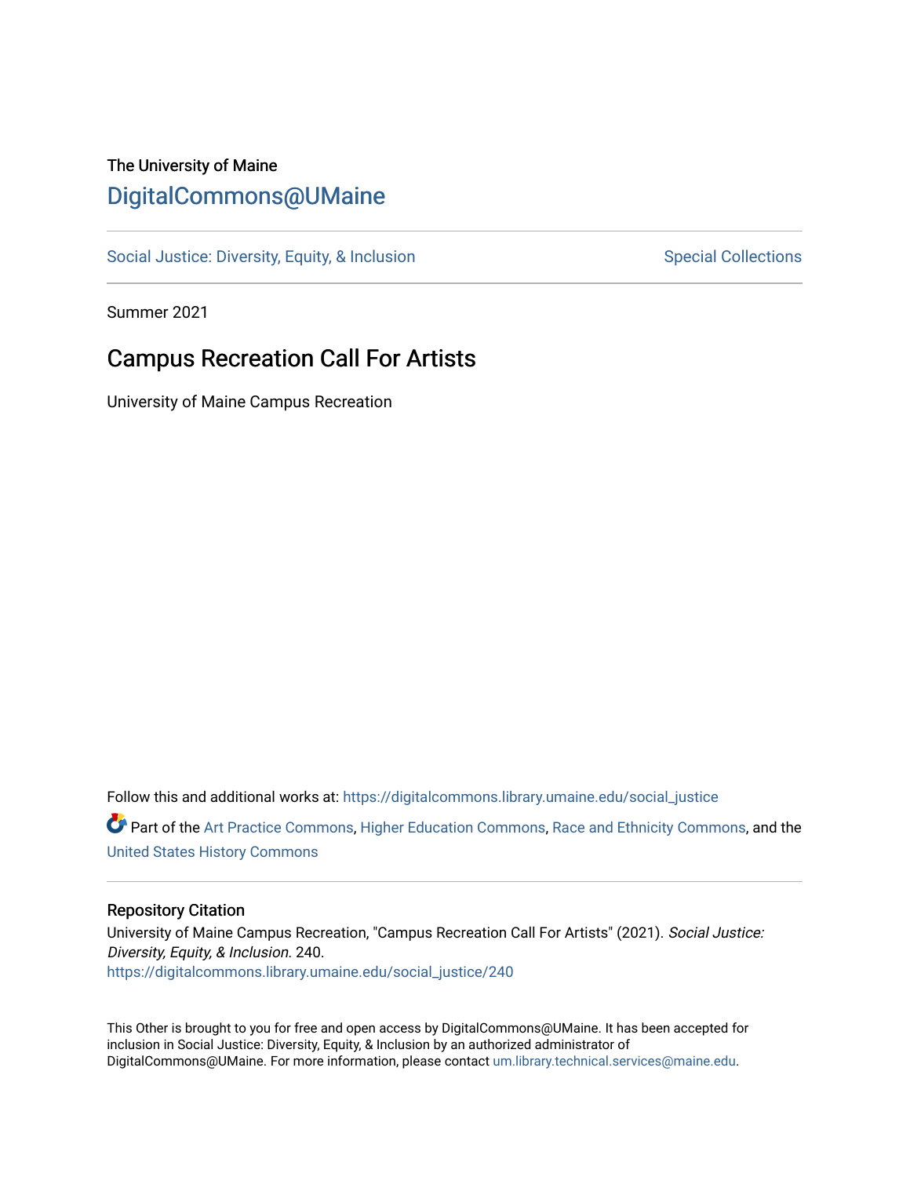The University of Maine

# DigitalCommons@UMaine

Social Justice: Diversity, Equity, & Inclusion | Special Collections

Summer 2021

## Campus Recreation Call For Artists

University of Maine Campus Recreation

Follow this and additional works at: https://digitalcommons.library.umaine.edu/social_justice

Part of the Art Practice Commons, Higher Education Commons, Race and Ethnicity Commons, and the United States History Commons

### Repository Citation

University of Maine Campus Recreation, "Campus Recreation Call For Artists" (2021). *Social Justice: Diversity, Equity, & Inclusion*. 240.
https://digitalcommons.library.umaine.edu/social_justice/240

This Other is brought to you for free and open access by DigitalCommons@UMaine. It has been accepted for inclusion in Social Justice: Diversity, Equity, & Inclusion by an authorized administrator of DigitalCommons@UMaine. For more information, please contact um.library.technical.services@maine.edu.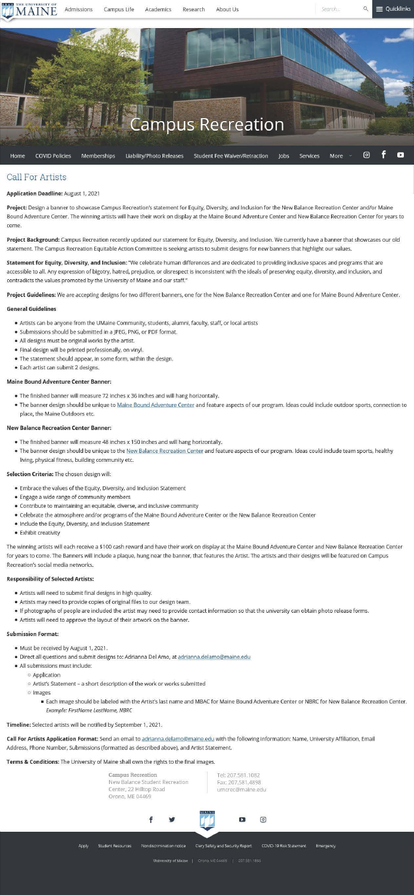# Campus Recreation

Home | COVID Policies | Memberships | Liability/Photo Releases | Student Fee Waiver/Retraction | Jobs | Services | More

## Call For Artists

**Application Deadline:** August 1, 2021

**Project:** Design a banner to showcase Campus Recreation's statement for Equity, Diversity, and Inclusion for the New Balance Recreation Center and/or Maine Bound Adventure Center. The winning artists will have their work on display at the Maine Bound Adventure Center and New Balance Recreation Center for years to come.

**Project Background:** Campus Recreation recently updated our statement for Equity, Diversity, and Inclusion. We currently have a banner that showcases our old statement. The Campus Recreation Equitable Action Committee is seeking artists to submit designs for new banners that highlight our values.

**Statement for Equity, Diversity, and Inclusion:** "We celebrate human differences and are dedicated to providing inclusive spaces and programs that are accessible to all. Any expression of bigotry, hatred, prejudice, or disrespect is inconsistent with the ideals of preserving equity, diversity, and inclusion, and contradicts the values promoted by the University of Maine and our staff."

**Project Guidelines:** We are accepting designs for two different banners, one for the New Balance Recreation Center and one for Maine Bound Adventure Center.

### General Guidelines

- Artists can be anyone from the UMaine Community, students, alumni, faculty, staff, or local artists
- Submissions should be submitted in a JPEG, PNG, or PDF format.
- All designs must be original works by the artist.
- Final design will be printed professionally, on vinyl.
- The statement should appear, in some form, within the design.
- Each artist can submit 2 designs.

### Maine Bound Adventure Center Banner:

- The finished banner will measure 72 inches x 36 inches and will hang horizontally.
- The banner design should be unique to Maine Bound Adventure Center and feature aspects of our program. Ideas could include outdoor sports, connection to place, the Maine Outdoors etc.

### New Balance Recreation Center Banner:

- The finished banner will measure 48 inches x 150 inches and will hang horizontally.
- The banner design should be unique to the New Balance Recreation Center and feature aspects of our program. Ideas could include team sports, healthy living, physical fitness, building community etc.

**Selection Criteria:** The chosen design will:

- Embrace the values of the Equity, Diversity, and Inclusion Statement
- Engage a wide range of community members
- Contribute to maintaining an equitable, diverse, and inclusive community
- Celebrate the atmosphere and/or programs of the Maine Bound Adventure Center or the New Balance Recreation Center
- Include the Equity, Diversity, and Inclusion Statement
- Exhibit creativity

The winning artists will each receive a $100 cash reward and have their work on display at the Maine Bound Adventure Center and New Balance Recreation Center for years to come. The Banners will include a plaque, hung near the banner, that features the Artist. The artists and their designs will be featured on Campus Recreation's social media networks.

### Responsibility of Selected Artists:

- Artists will need to submit final designs in high quality.
- Artists may need to provide copies of original files to our design team.
- If photographs of people are included the artist may need to provide contact information so that the university can obtain photo release forms.
- Artists will need to approve the layout of their artwork on the banner.

### Submission Format:

- Must be received by August 1, 2021.
- Direct all questions and submit designs to: Adrianna Del Amo, at adrianna.delamo@maine.edu
- All submissions must include:
  - Application
  - Artist's Statement – a short description of the work or works submitted
  - Images
    - Each image should be labeled with the Artist's last name and MBAC for Maine Bound Adventure Center or NBRC for New Balance Recreation Center. *Example: FirstName LastName, NBRC*

**Timeline:** Selected artists will be notified by September 1, 2021.

**Call For Artists Application Format:** Send an email to adrianna.delamo@maine.edu with the following information: Name, University Affiliation, Email Address, Phone Number, Submissions (formatted as described above), and Artist Statement.

**Terms & Conditions:** The University of Maine shall own the rights to the final images.

Campus Recreation
New Balance Student Recreation Center, 22 Hilltop Road
Orono, ME 04469

Tel: 207.581.1082
Fax: 207.581.4898
umcrec@maine.edu

Apply | Student Resources | Nondiscrimination notice | Clery Safety and Security Report | COVID-19 Risk Statement | Emergency

University of Maine | Orono, ME 04469 | 207.581.1865